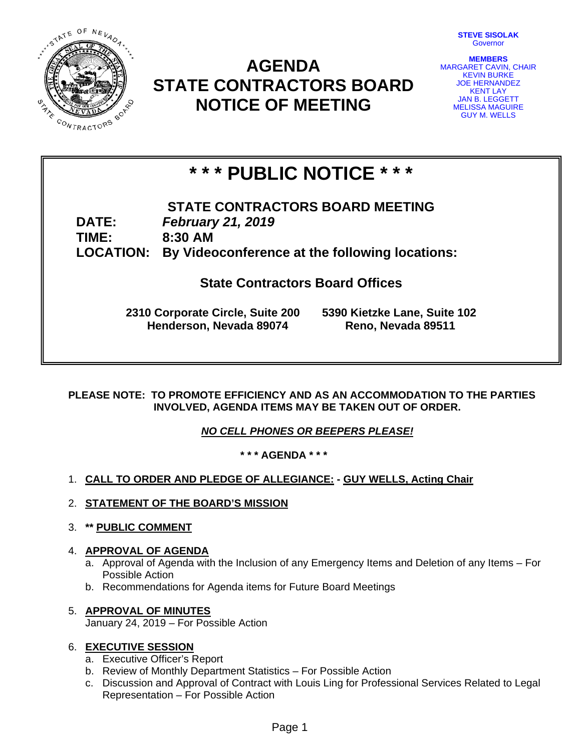**STEVE SISOLAK**
Governor

**MEMBERS**
MARGARET CAVIN, CHAIR
KEVIN BURKE
JOE HERNANDEZ
KENT LAY
JAN B. LEGGETT
MELISSA MAGUIRE
GUY M. WELLS

# AGENDA
# STATE CONTRACTORS BOARD
# NOTICE OF MEETING

## * * * PUBLIC NOTICE * * *

**STATE CONTRACTORS BOARD MEETING**

**DATE:** ***February 21, 2019***
**TIME:** **8:30 AM**
**LOCATION:** **By Videoconference at the following locations:**

**State Contractors Board Offices**

**2310 Corporate Circle, Suite 200**
**Henderson, Nevada 89074**

**5390 Kietzke Lane, Suite 102**
**Reno, Nevada 89511**

**PLEASE NOTE: TO PROMOTE EFFICIENCY AND AS AN ACCOMMODATION TO THE PARTIES INVOLVED, AGENDA ITEMS MAY BE TAKEN OUT OF ORDER.**

***NO CELL PHONES OR BEEPERS PLEASE!***

**\* \* \* AGENDA \* \* \***

1. **CALL TO ORDER AND PLEDGE OF ALLEGIANCE: - GUY WELLS, Acting Chair**
2. **STATEMENT OF THE BOARD'S MISSION**
3. **\*\* PUBLIC COMMENT**
4. **APPROVAL OF AGENDA**
   a. Approval of Agenda with the Inclusion of any Emergency Items and Deletion of any Items – For Possible Action
   b. Recommendations for Agenda items for Future Board Meetings
5. **APPROVAL OF MINUTES**
   January 24, 2019 – For Possible Action
6. **EXECUTIVE SESSION**
   a. Executive Officer's Report
   b. Review of Monthly Department Statistics – For Possible Action
   c. Discussion and Approval of Contract with Louis Ling for Professional Services Related to Legal Representation – For Possible Action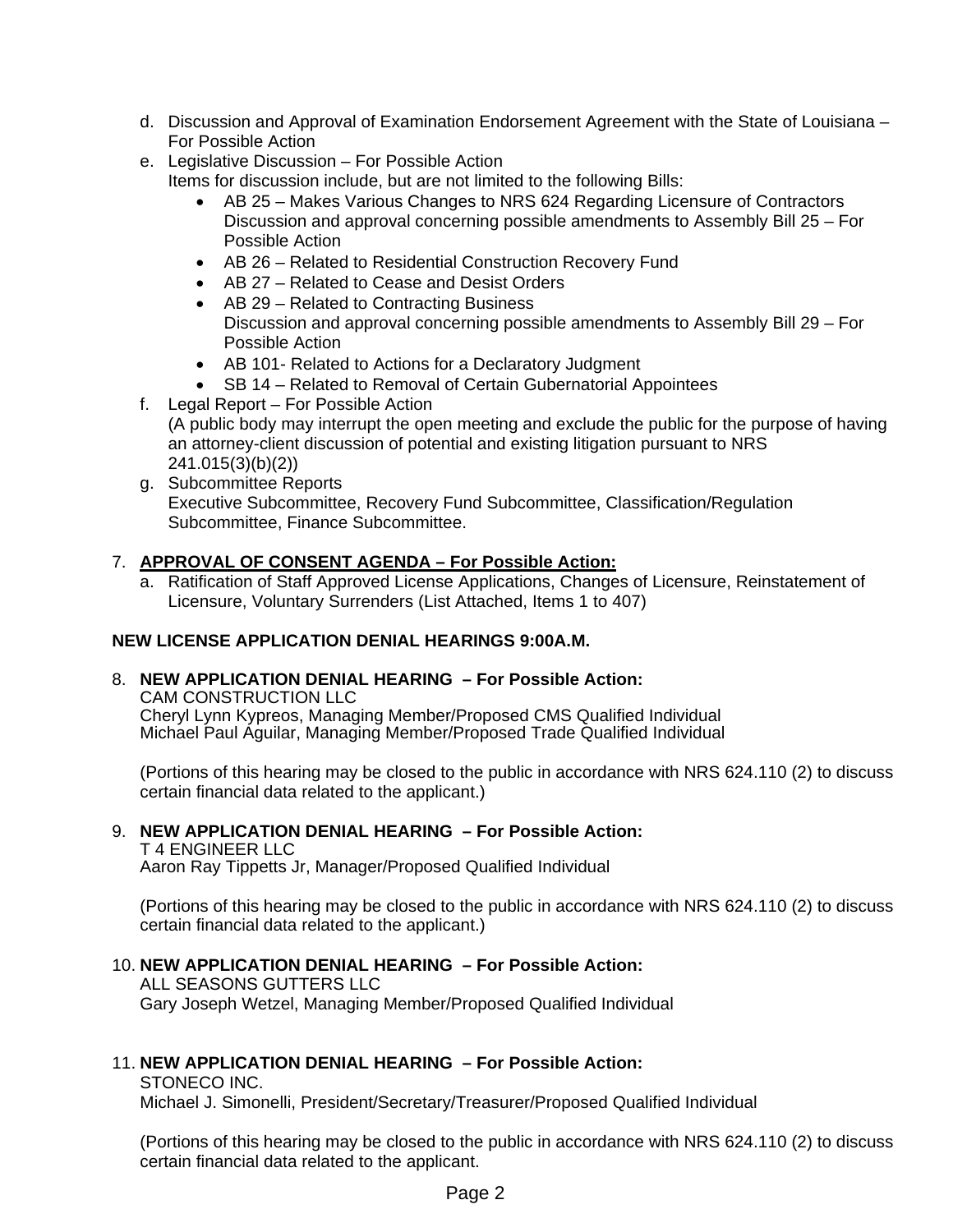d. Discussion and Approval of Examination Endorsement Agreement with the State of Louisiana – For Possible Action
e. Legislative Discussion – For Possible Action
   Items for discussion include, but are not limited to the following Bills:
   - AB 25 – Makes Various Changes to NRS 624 Regarding Licensure of Contractors
     Discussion and approval concerning possible amendments to Assembly Bill 25 – For Possible Action
   - AB 26 – Related to Residential Construction Recovery Fund
   - AB 27 – Related to Cease and Desist Orders
   - AB 29 – Related to Contracting Business
     Discussion and approval concerning possible amendments to Assembly Bill 29 – For Possible Action
   - AB 101- Related to Actions for a Declaratory Judgment
   - SB 14 – Related to Removal of Certain Gubernatorial Appointees
f. Legal Report – For Possible Action
   (A public body may interrupt the open meeting and exclude the public for the purpose of having an attorney-client discussion of potential and existing litigation pursuant to NRS 241.015(3)(b)(2))
g. Subcommittee Reports
   Executive Subcommittee, Recovery Fund Subcommittee, Classification/Regulation Subcommittee, Finance Subcommittee.

7. **APPROVAL OF CONSENT AGENDA – For Possible Action:**
   a. Ratification of Staff Approved License Applications, Changes of Licensure, Reinstatement of Licensure, Voluntary Surrenders (List Attached, Items 1 to 407)

**NEW LICENSE APPLICATION DENIAL HEARINGS 9:00A.M.**

8. **NEW APPLICATION DENIAL HEARING – For Possible Action:**
   CAM CONSTRUCTION LLC
   Cheryl Lynn Kypreos, Managing Member/Proposed CMS Qualified Individual
   Michael Paul Aguilar, Managing Member/Proposed Trade Qualified Individual

   (Portions of this hearing may be closed to the public in accordance with NRS 624.110 (2) to discuss certain financial data related to the applicant.)

9. **NEW APPLICATION DENIAL HEARING – For Possible Action:**
   T 4 ENGINEER LLC
   Aaron Ray Tippetts Jr, Manager/Proposed Qualified Individual

   (Portions of this hearing may be closed to the public in accordance with NRS 624.110 (2) to discuss certain financial data related to the applicant.)

10. **NEW APPLICATION DENIAL HEARING – For Possible Action:**
    ALL SEASONS GUTTERS LLC
    Gary Joseph Wetzel, Managing Member/Proposed Qualified Individual

11. **NEW APPLICATION DENIAL HEARING – For Possible Action:**
    STONECO INC.
    Michael J. Simonelli, President/Secretary/Treasurer/Proposed Qualified Individual

    (Portions of this hearing may be closed to the public in accordance with NRS 624.110 (2) to discuss certain financial data related to the applicant.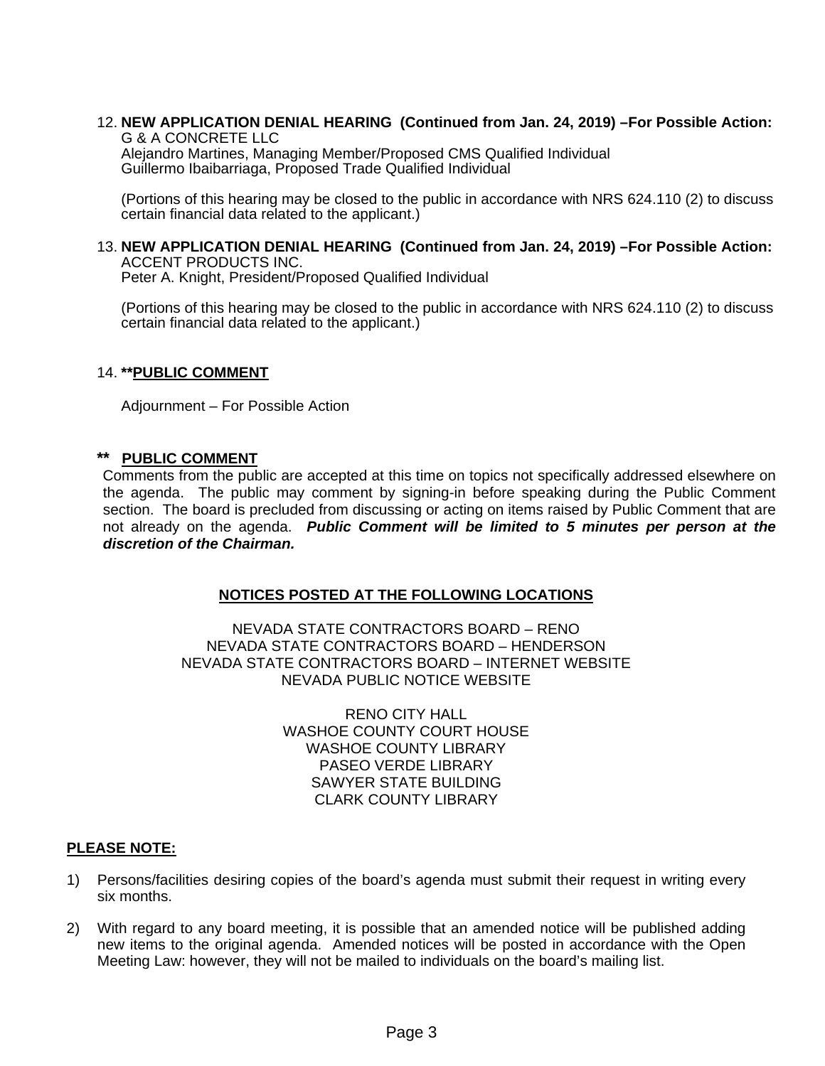12. **NEW APPLICATION DENIAL HEARING (Continued from Jan. 24, 2019) –For Possible Action:**
    G & A CONCRETE LLC
    Alejandro Martines, Managing Member/Proposed CMS Qualified Individual
    Guillermo Ibaibarriaga, Proposed Trade Qualified Individual

    (Portions of this hearing may be closed to the public in accordance with NRS 624.110 (2) to discuss certain financial data related to the applicant.)

13. **NEW APPLICATION DENIAL HEARING (Continued from Jan. 24, 2019) –For Possible Action:**
    ACCENT PRODUCTS INC.
    Peter A. Knight, President/Proposed Qualified Individual

    (Portions of this hearing may be closed to the public in accordance with NRS 624.110 (2) to discuss certain financial data related to the applicant.)

14. **\*\*<u>PUBLIC COMMENT</u>**

    Adjournment – For Possible Action

**\*\* <u>PUBLIC COMMENT</u>**

Comments from the public are accepted at this time on topics not specifically addressed elsewhere on the agenda. The public may comment by signing-in before speaking during the Public Comment section. The board is precluded from discussing or acting on items raised by Public Comment that are not already on the agenda. ***Public Comment will be limited to 5 minutes per person at the discretion of the Chairman.***

**<u>NOTICES POSTED AT THE FOLLOWING LOCATIONS</u>**

NEVADA STATE CONTRACTORS BOARD – RENO
NEVADA STATE CONTRACTORS BOARD – HENDERSON
NEVADA STATE CONTRACTORS BOARD – INTERNET WEBSITE
NEVADA PUBLIC NOTICE WEBSITE

RENO CITY HALL
WASHOE COUNTY COURT HOUSE
WASHOE COUNTY LIBRARY
PASEO VERDE LIBRARY
SAWYER STATE BUILDING
CLARK COUNTY LIBRARY

**<u>PLEASE NOTE:</u>**

1) Persons/facilities desiring copies of the board's agenda must submit their request in writing every six months.

2) With regard to any board meeting, it is possible that an amended notice will be published adding new items to the original agenda. Amended notices will be posted in accordance with the Open Meeting Law: however, they will not be mailed to individuals on the board's mailing list.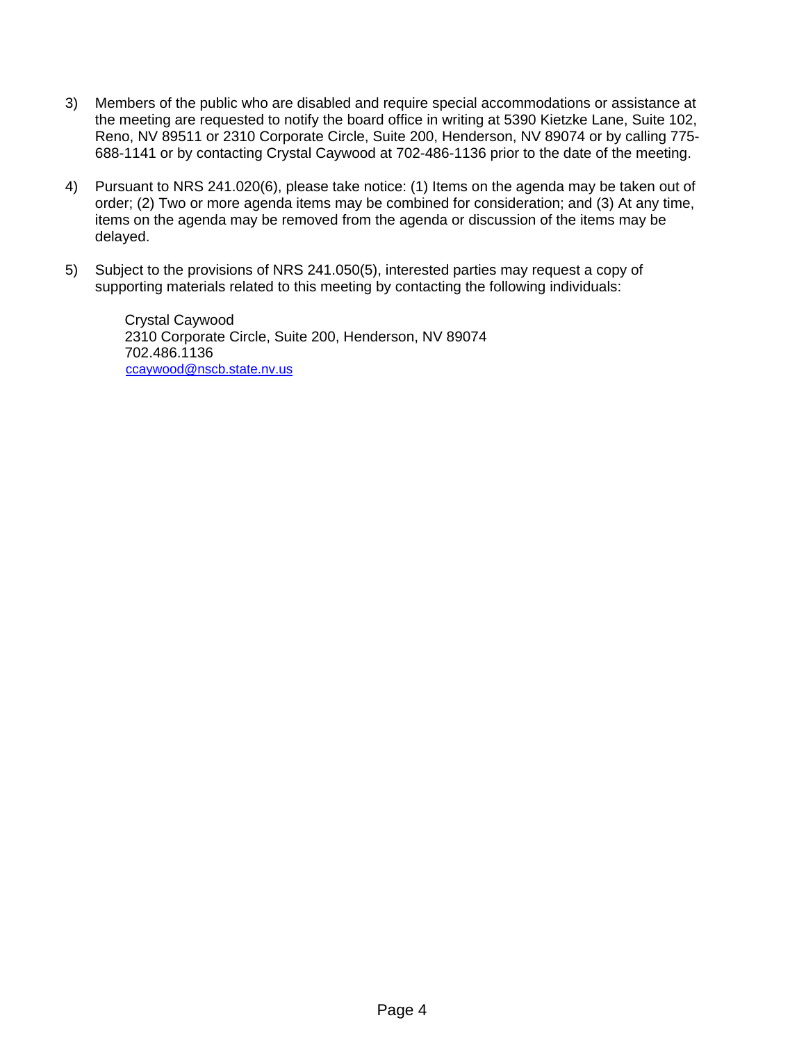3) Members of the public who are disabled and require special accommodations or assistance at the meeting are requested to notify the board office in writing at 5390 Kietzke Lane, Suite 102, Reno, NV 89511 or 2310 Corporate Circle, Suite 200, Henderson, NV 89074 or by calling 775-688-1141 or by contacting Crystal Caywood at 702-486-1136 prior to the date of the meeting.

4) Pursuant to NRS 241.020(6), please take notice: (1) Items on the agenda may be taken out of order; (2) Two or more agenda items may be combined for consideration; and (3) At any time, items on the agenda may be removed from the agenda or discussion of the items may be delayed.

5) Subject to the provisions of NRS 241.050(5), interested parties may request a copy of supporting materials related to this meeting by contacting the following individuals:

   Crystal Caywood
   2310 Corporate Circle, Suite 200, Henderson, NV 89074
   702.486.1136
   ccaywood@nscb.state.nv.us